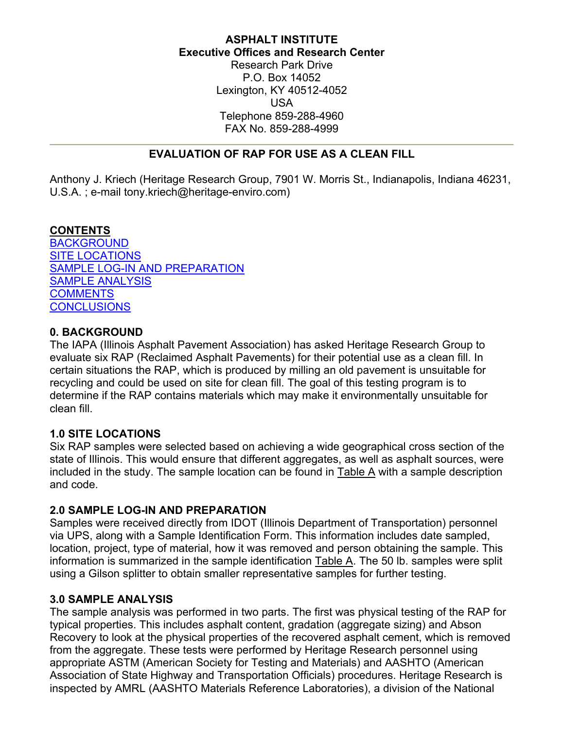**ASPHALT INSTITUTE**
**Executive Offices and Research Center**
Research Park Drive
P.O. Box 14052
Lexington, KY 40512-4052
USA
Telephone 859-288-4960
FAX No. 859-288-4999

---

## EVALUATION OF RAP FOR USE AS A CLEAN FILL

Anthony J. Kriech (Heritage Research Group, 7901 W. Morris St., Indianapolis, Indiana 46231, U.S.A. ; e-mail tony.kriech@heritage-enviro.com)

**CONTENTS**
BACKGROUND
SITE LOCATIONS
SAMPLE LOG-IN AND PREPARATION
SAMPLE ANALYSIS
COMMENTS
CONCLUSIONS

### 0. BACKGROUND

The IAPA (Illinois Asphalt Pavement Association) has asked Heritage Research Group to evaluate six RAP (Reclaimed Asphalt Pavements) for their potential use as a clean fill. In certain situations the RAP, which is produced by milling an old pavement is unsuitable for recycling and could be used on site for clean fill. The goal of this testing program is to determine if the RAP contains materials which may make it environmentally unsuitable for clean fill.

### 1.0 SITE LOCATIONS

Six RAP samples were selected based on achieving a wide geographical cross section of the state of Illinois. This would ensure that different aggregates, as well as asphalt sources, were included in the study. The sample location can be found in Table A with a sample description and code.

### 2.0 SAMPLE LOG-IN AND PREPARATION

Samples were received directly from IDOT (Illinois Department of Transportation) personnel via UPS, along with a Sample Identification Form. This information includes date sampled, location, project, type of material, how it was removed and person obtaining the sample. This information is summarized in the sample identification Table A. The 50 lb. samples were split using a Gilson splitter to obtain smaller representative samples for further testing.

### 3.0 SAMPLE ANALYSIS

The sample analysis was performed in two parts. The first was physical testing of the RAP for typical properties. This includes asphalt content, gradation (aggregate sizing) and Abson Recovery to look at the physical properties of the recovered asphalt cement, which is removed from the aggregate. These tests were performed by Heritage Research personnel using appropriate ASTM (American Society for Testing and Materials) and AASHTO (American Association of State Highway and Transportation Officials) procedures. Heritage Research is inspected by AMRL (AASHTO Materials Reference Laboratories), a division of the National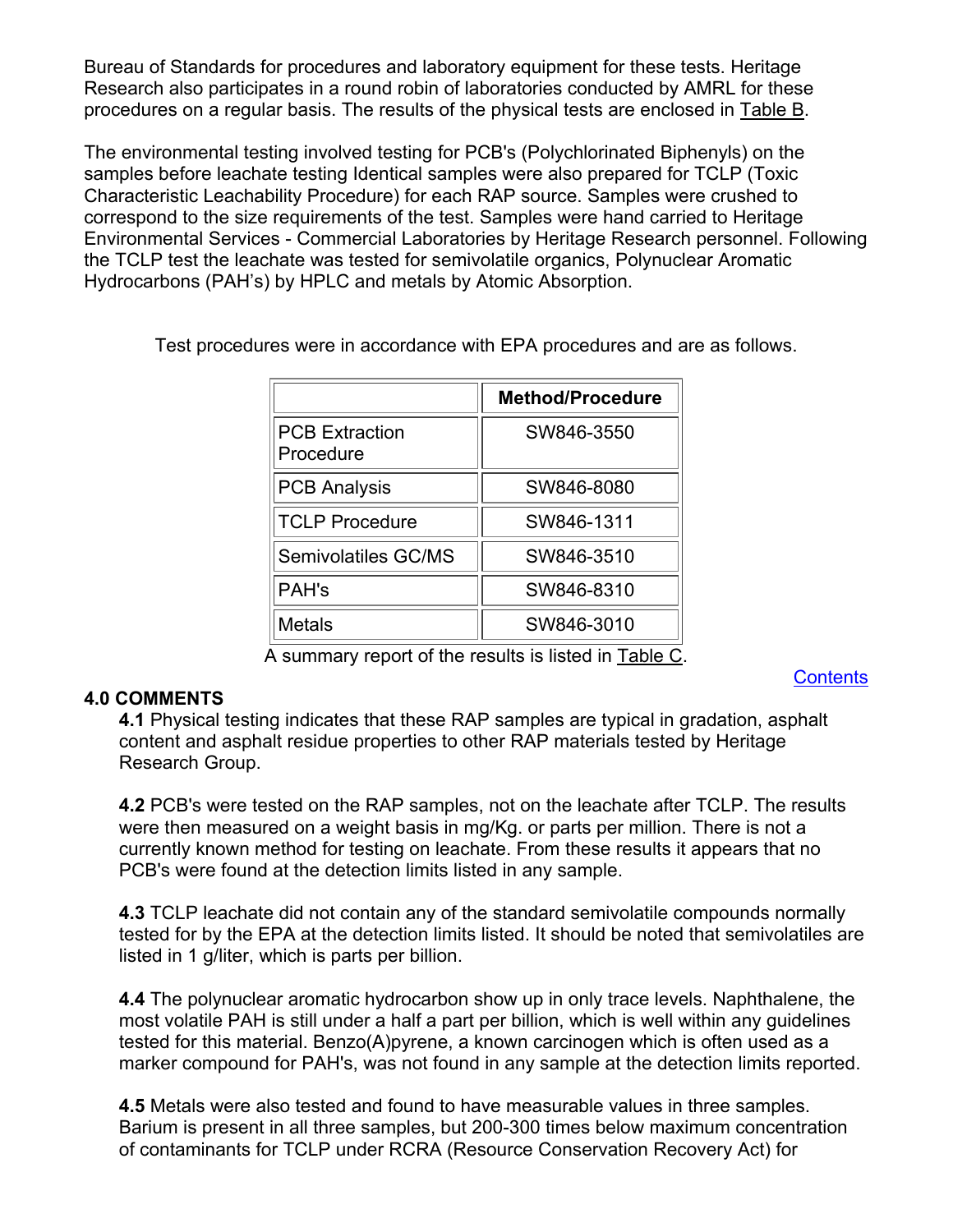Bureau of Standards for procedures and laboratory equipment for these tests. Heritage Research also participates in a round robin of laboratories conducted by AMRL for these procedures on a regular basis. The results of the physical tests are enclosed in Table B.

The environmental testing involved testing for PCB's (Polychlorinated Biphenyls) on the samples before leachate testing Identical samples were also prepared for TCLP (Toxic Characteristic Leachability Procedure) for each RAP source. Samples were crushed to correspond to the size requirements of the test. Samples were hand carried to Heritage Environmental Services - Commercial Laboratories by Heritage Research personnel. Following the TCLP test the leachate was tested for semivolatile organics, Polynuclear Aromatic Hydrocarbons (PAH's) by HPLC and metals by Atomic Absorption.

Test procedures were in accordance with EPA procedures and are as follows.

| | Method/Procedure |
|---|---|
| PCB Extraction Procedure | SW846-3550 |
| PCB Analysis | SW846-8080 |
| TCLP Procedure | SW846-1311 |
| Semivolatiles GC/MS | SW846-3510 |
| PAH's | SW846-8310 |
| Metals | SW846-3010 |

A summary report of the results is listed in Table C.

Contents

### 4.0 COMMENTS

**4.1** Physical testing indicates that these RAP samples are typical in gradation, asphalt content and asphalt residue properties to other RAP materials tested by Heritage Research Group.

**4.2** PCB's were tested on the RAP samples, not on the leachate after TCLP. The results were then measured on a weight basis in mg/Kg. or parts per million. There is not a currently known method for testing on leachate. From these results it appears that no PCB's were found at the detection limits listed in any sample.

**4.3** TCLP leachate did not contain any of the standard semivolatile compounds normally tested for by the EPA at the detection limits listed. It should be noted that semivolatiles are listed in 1 g/liter, which is parts per billion.

**4.4** The polynuclear aromatic hydrocarbon show up in only trace levels. Naphthalene, the most volatile PAH is still under a half a part per billion, which is well within any guidelines tested for this material. Benzo(A)pyrene, a known carcinogen which is often used as a marker compound for PAH's, was not found in any sample at the detection limits reported.

**4.5** Metals were also tested and found to have measurable values in three samples. Barium is present in all three samples, but 200-300 times below maximum concentration of contaminants for TCLP under RCRA (Resource Conservation Recovery Act) for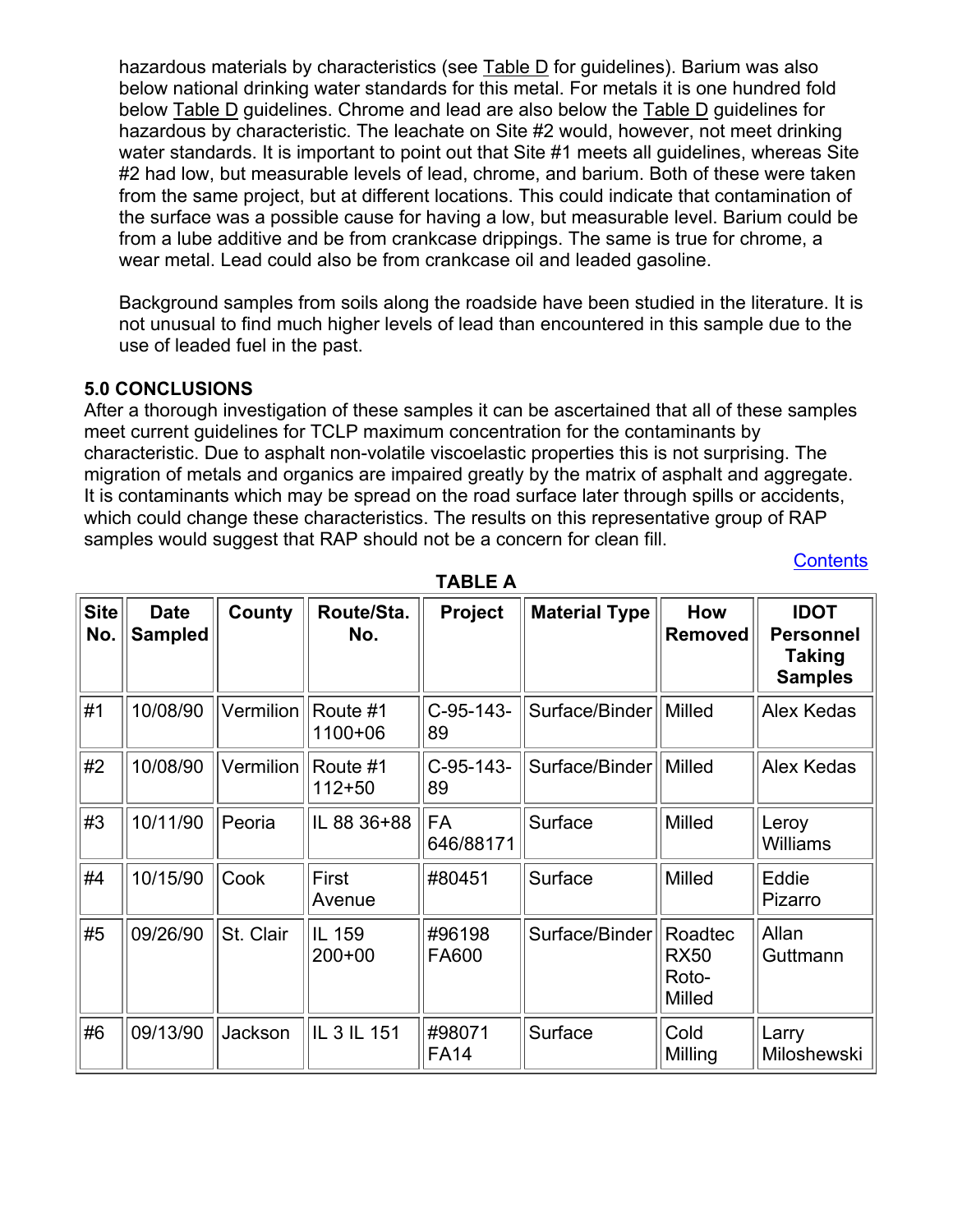hazardous materials by characteristics (see Table D for guidelines). Barium was also below national drinking water standards for this metal. For metals it is one hundred fold below Table D guidelines. Chrome and lead are also below the Table D guidelines for hazardous by characteristic. The leachate on Site #2 would, however, not meet drinking water standards. It is important to point out that Site #1 meets all guidelines, whereas Site #2 had low, but measurable levels of lead, chrome, and barium. Both of these were taken from the same project, but at different locations. This could indicate that contamination of the surface was a possible cause for having a low, but measurable level. Barium could be from a lube additive and be from crankcase drippings. The same is true for chrome, a wear metal. Lead could also be from crankcase oil and leaded gasoline.

Background samples from soils along the roadside have been studied in the literature. It is not unusual to find much higher levels of lead than encountered in this sample due to the use of leaded fuel in the past.

### 5.0 CONCLUSIONS

After a thorough investigation of these samples it can be ascertained that all of these samples meet current guidelines for TCLP maximum concentration for the contaminants by characteristic. Due to asphalt non-volatile viscoelastic properties this is not surprising. The migration of metals and organics are impaired greatly by the matrix of asphalt and aggregate. It is contaminants which may be spread on the road surface later through spills or accidents, which could change these characteristics. The results on this representative group of RAP samples would suggest that RAP should not be a concern for clean fill.

Contents

**TABLE A**

| Site No. | Date Sampled | County | Route/Sta. No. | Project | Material Type | How Removed | IDOT Personnel Taking Samples |
|---|---|---|---|---|---|---|---|
| #1 | 10/08/90 | Vermilion | Route #1 1100+06 | C-95-143-89 | Surface/Binder | Milled | Alex Kedas |
| #2 | 10/08/90 | Vermilion | Route #1 112+50 | C-95-143-89 | Surface/Binder | Milled | Alex Kedas |
| #3 | 10/11/90 | Peoria | IL 88 36+88 | FA 646/88171 | Surface | Milled | Leroy Williams |
| #4 | 10/15/90 | Cook | First Avenue | #80451 | Surface | Milled | Eddie Pizarro |
| #5 | 09/26/90 | St. Clair | IL 159 200+00 | #96198 FA600 | Surface/Binder | Roadtec RX50 Roto-Milled | Allan Guttmann |
| #6 | 09/13/90 | Jackson | IL 3 IL 151 | #98071 FA14 | Surface | Cold Milling | Larry Miloshewski |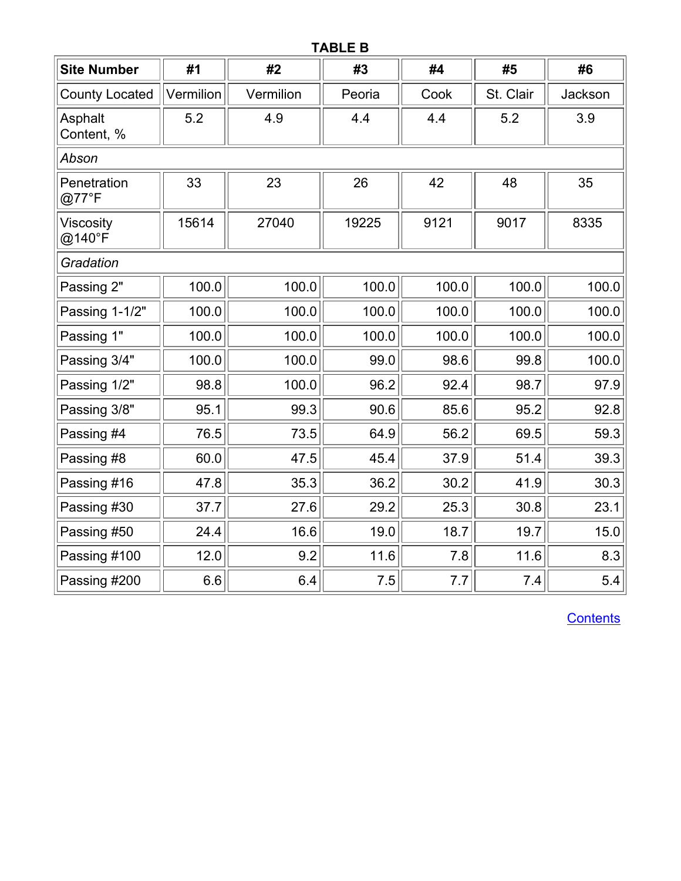**TABLE B**

| Site Number | #1 | #2 | #3 | #4 | #5 | #6 |
|---|---|---|---|---|---|---|
| County Located | Vermilion | Vermilion | Peoria | Cook | St. Clair | Jackson |
| Asphalt Content, % | 5.2 | 4.9 | 4.4 | 4.4 | 5.2 | 3.9 |
| *Abson* | | | | | | |
| Penetration @77°F | 33 | 23 | 26 | 42 | 48 | 35 |
| Viscosity @140°F | 15614 | 27040 | 19225 | 9121 | 9017 | 8335 |
| *Gradation* | | | | | | |
| Passing 2" | 100.0 | 100.0 | 100.0 | 100.0 | 100.0 | 100.0 |
| Passing 1-1/2" | 100.0 | 100.0 | 100.0 | 100.0 | 100.0 | 100.0 |
| Passing 1" | 100.0 | 100.0 | 100.0 | 100.0 | 100.0 | 100.0 |
| Passing 3/4" | 100.0 | 100.0 | 99.0 | 98.6 | 99.8 | 100.0 |
| Passing 1/2" | 98.8 | 100.0 | 96.2 | 92.4 | 98.7 | 97.9 |
| Passing 3/8" | 95.1 | 99.3 | 90.6 | 85.6 | 95.2 | 92.8 |
| Passing #4 | 76.5 | 73.5 | 64.9 | 56.2 | 69.5 | 59.3 |
| Passing #8 | 60.0 | 47.5 | 45.4 | 37.9 | 51.4 | 39.3 |
| Passing #16 | 47.8 | 35.3 | 36.2 | 30.2 | 41.9 | 30.3 |
| Passing #30 | 37.7 | 27.6 | 29.2 | 25.3 | 30.8 | 23.1 |
| Passing #50 | 24.4 | 16.6 | 19.0 | 18.7 | 19.7 | 15.0 |
| Passing #100 | 12.0 | 9.2 | 11.6 | 7.8 | 11.6 | 8.3 |
| Passing #200 | 6.6 | 6.4 | 7.5 | 7.7 | 7.4 | 5.4 |

Contents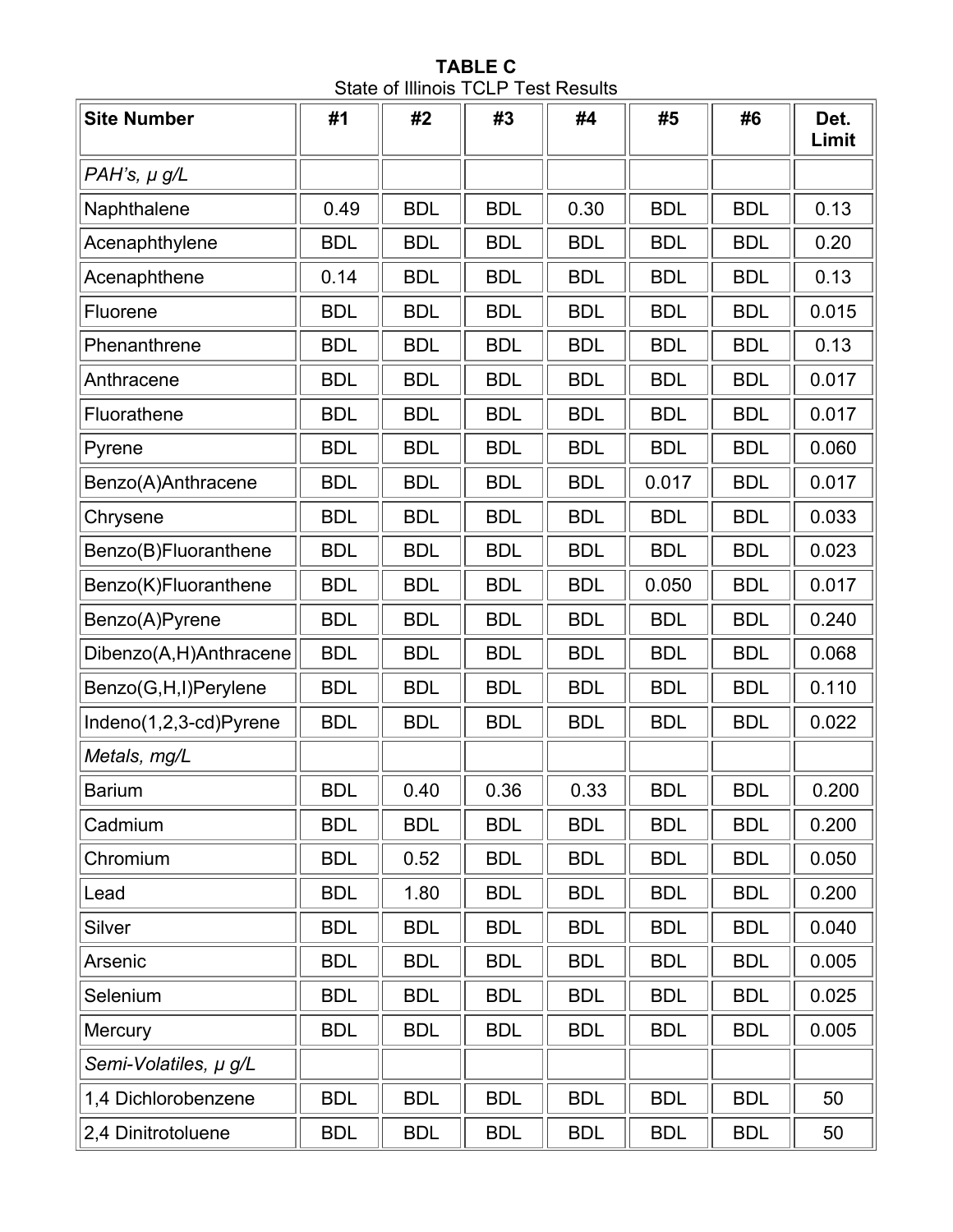**TABLE C**
State of Illinois TCLP Test Results

| Site Number | #1 | #2 | #3 | #4 | #5 | #6 | Det. Limit |
|---|---|---|---|---|---|---|---|
| *PAH's, μ g/L* | | | | | | | |
| Naphthalene | 0.49 | BDL | BDL | 0.30 | BDL | BDL | 0.13 |
| Acenaphthylene | BDL | BDL | BDL | BDL | BDL | BDL | 0.20 |
| Acenaphthene | 0.14 | BDL | BDL | BDL | BDL | BDL | 0.13 |
| Fluorene | BDL | BDL | BDL | BDL | BDL | BDL | 0.015 |
| Phenanthrene | BDL | BDL | BDL | BDL | BDL | BDL | 0.13 |
| Anthracene | BDL | BDL | BDL | BDL | BDL | BDL | 0.017 |
| Fluorathene | BDL | BDL | BDL | BDL | BDL | BDL | 0.017 |
| Pyrene | BDL | BDL | BDL | BDL | BDL | BDL | 0.060 |
| Benzo(A)Anthracene | BDL | BDL | BDL | BDL | 0.017 | BDL | 0.017 |
| Chrysene | BDL | BDL | BDL | BDL | BDL | BDL | 0.033 |
| Benzo(B)Fluoranthene | BDL | BDL | BDL | BDL | BDL | BDL | 0.023 |
| Benzo(K)Fluoranthene | BDL | BDL | BDL | BDL | 0.050 | BDL | 0.017 |
| Benzo(A)Pyrene | BDL | BDL | BDL | BDL | BDL | BDL | 0.240 |
| Dibenzo(A,H)Anthracene | BDL | BDL | BDL | BDL | BDL | BDL | 0.068 |
| Benzo(G,H,I)Perylene | BDL | BDL | BDL | BDL | BDL | BDL | 0.110 |
| Indeno(1,2,3-cd)Pyrene | BDL | BDL | BDL | BDL | BDL | BDL | 0.022 |
| *Metals, mg/L* | | | | | | | |
| Barium | BDL | 0.40 | 0.36 | 0.33 | BDL | BDL | 0.200 |
| Cadmium | BDL | BDL | BDL | BDL | BDL | BDL | 0.200 |
| Chromium | BDL | 0.52 | BDL | BDL | BDL | BDL | 0.050 |
| Lead | BDL | 1.80 | BDL | BDL | BDL | BDL | 0.200 |
| Silver | BDL | BDL | BDL | BDL | BDL | BDL | 0.040 |
| Arsenic | BDL | BDL | BDL | BDL | BDL | BDL | 0.005 |
| Selenium | BDL | BDL | BDL | BDL | BDL | BDL | 0.025 |
| Mercury | BDL | BDL | BDL | BDL | BDL | BDL | 0.005 |
| *Semi-Volatiles, μ g/L* | | | | | | | |
| 1,4 Dichlorobenzene | BDL | BDL | BDL | BDL | BDL | BDL | 50 |
| 2,4 Dinitrotoluene | BDL | BDL | BDL | BDL | BDL | BDL | 50 |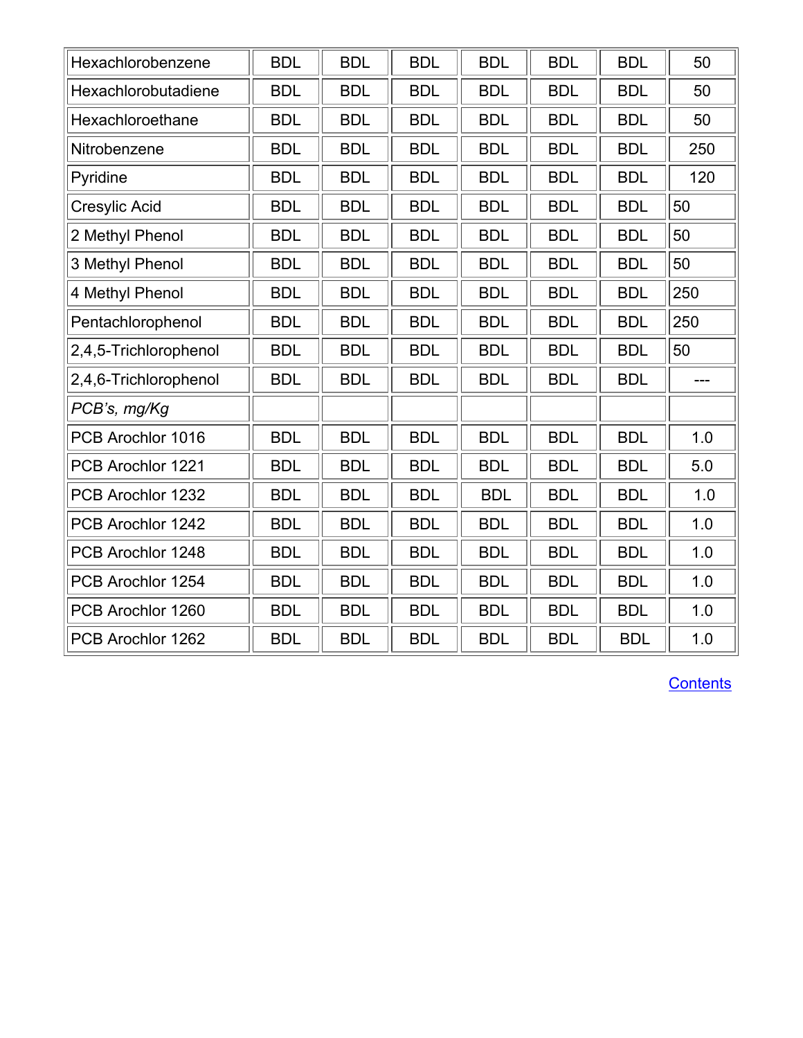| | | | | | | | |
|---|---|---|---|---|---|---|---|
| Hexachlorobenzene | BDL | BDL | BDL | BDL | BDL | BDL | 50 |
| Hexachlorobutadiene | BDL | BDL | BDL | BDL | BDL | BDL | 50 |
| Hexachloroethane | BDL | BDL | BDL | BDL | BDL | BDL | 50 |
| Nitrobenzene | BDL | BDL | BDL | BDL | BDL | BDL | 250 |
| Pyridine | BDL | BDL | BDL | BDL | BDL | BDL | 120 |
| Cresylic Acid | BDL | BDL | BDL | BDL | BDL | BDL | 50 |
| 2 Methyl Phenol | BDL | BDL | BDL | BDL | BDL | BDL | 50 |
| 3 Methyl Phenol | BDL | BDL | BDL | BDL | BDL | BDL | 50 |
| 4 Methyl Phenol | BDL | BDL | BDL | BDL | BDL | BDL | 250 |
| Pentachlorophenol | BDL | BDL | BDL | BDL | BDL | BDL | 250 |
| 2,4,5-Trichlorophenol | BDL | BDL | BDL | BDL | BDL | BDL | 50 |
| 2,4,6-Trichlorophenol | BDL | BDL | BDL | BDL | BDL | BDL | --- |
| *PCB's, mg/Kg* | | | | | | | |
| PCB Arochlor 1016 | BDL | BDL | BDL | BDL | BDL | BDL | 1.0 |
| PCB Arochlor 1221 | BDL | BDL | BDL | BDL | BDL | BDL | 5.0 |
| PCB Arochlor 1232 | BDL | BDL | BDL | BDL | BDL | BDL | 1.0 |
| PCB Arochlor 1242 | BDL | BDL | BDL | BDL | BDL | BDL | 1.0 |
| PCB Arochlor 1248 | BDL | BDL | BDL | BDL | BDL | BDL | 1.0 |
| PCB Arochlor 1254 | BDL | BDL | BDL | BDL | BDL | BDL | 1.0 |
| PCB Arochlor 1260 | BDL | BDL | BDL | BDL | BDL | BDL | 1.0 |
| PCB Arochlor 1262 | BDL | BDL | BDL | BDL | BDL | BDL | 1.0 |

Contents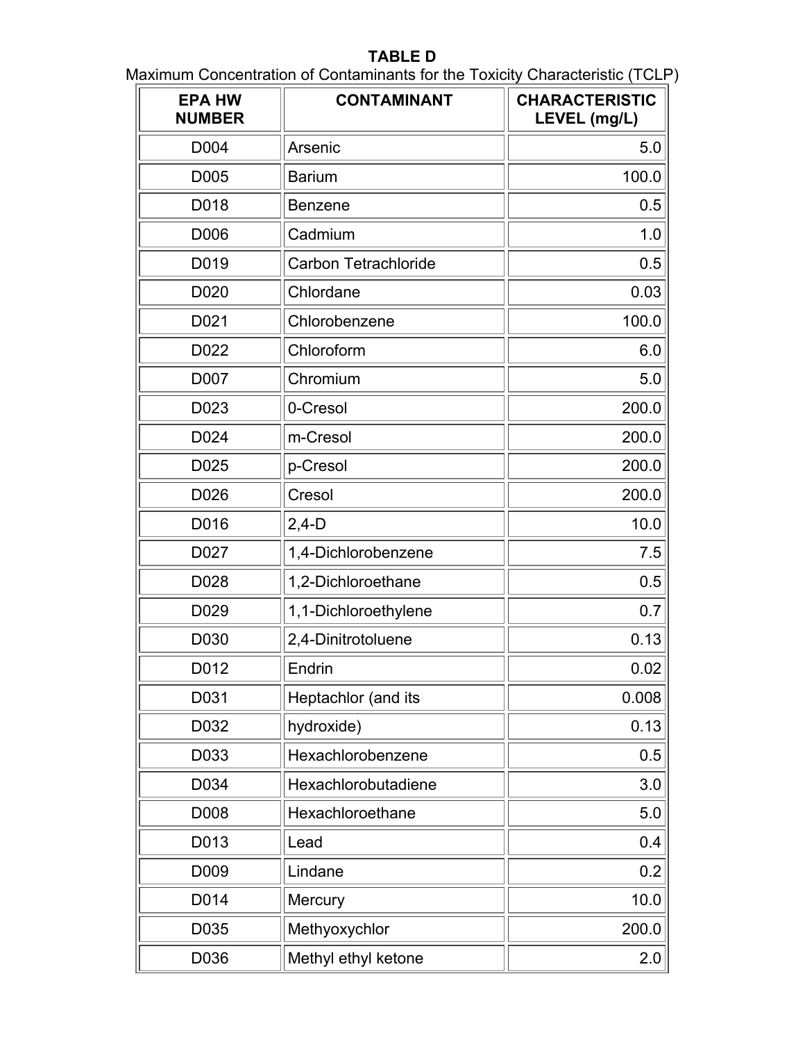**TABLE D**

Maximum Concentration of Contaminants for the Toxicity Characteristic (TCLP)

| EPA HW NUMBER | CONTAMINANT | CHARACTERISTIC LEVEL (mg/L) |
|---|---|---|
| D004 | Arsenic | 5.0 |
| D005 | Barium | 100.0 |
| D018 | Benzene | 0.5 |
| D006 | Cadmium | 1.0 |
| D019 | Carbon Tetrachloride | 0.5 |
| D020 | Chlordane | 0.03 |
| D021 | Chlorobenzene | 100.0 |
| D022 | Chloroform | 6.0 |
| D007 | Chromium | 5.0 |
| D023 | 0-Cresol | 200.0 |
| D024 | m-Cresol | 200.0 |
| D025 | p-Cresol | 200.0 |
| D026 | Cresol | 200.0 |
| D016 | 2,4-D | 10.0 |
| D027 | 1,4-Dichlorobenzene | 7.5 |
| D028 | 1,2-Dichloroethane | 0.5 |
| D029 | 1,1-Dichloroethylene | 0.7 |
| D030 | 2,4-Dinitrotoluene | 0.13 |
| D012 | Endrin | 0.02 |
| D031 | Heptachlor (and its | 0.008 |
| D032 | hydroxide) | 0.13 |
| D033 | Hexachlorobenzene | 0.5 |
| D034 | Hexachlorobutadiene | 3.0 |
| D008 | Hexachloroethane | 5.0 |
| D013 | Lead | 0.4 |
| D009 | Lindane | 0.2 |
| D014 | Mercury | 10.0 |
| D035 | Methyoxychlor | 200.0 |
| D036 | Methyl ethyl ketone | 2.0 |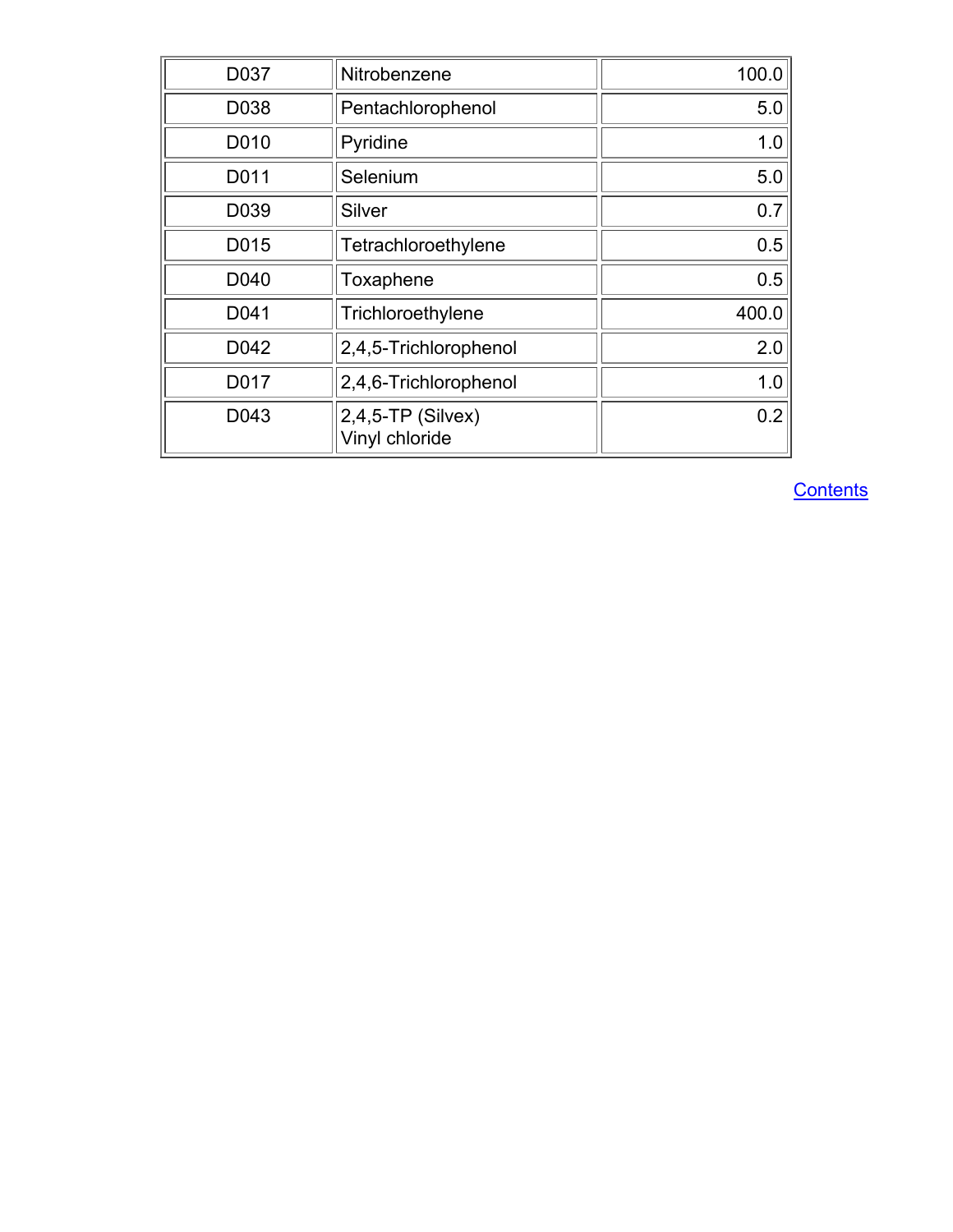| | | |
|---|---|---|
| D037 | Nitrobenzene | 100.0 |
| D038 | Pentachlorophenol | 5.0 |
| D010 | Pyridine | 1.0 |
| D011 | Selenium | 5.0 |
| D039 | Silver | 0.7 |
| D015 | Tetrachloroethylene | 0.5 |
| D040 | Toxaphene | 0.5 |
| D041 | Trichloroethylene | 400.0 |
| D042 | 2,4,5-Trichlorophenol | 2.0 |
| D017 | 2,4,6-Trichlorophenol | 1.0 |
| D043 | 2,4,5-TP (Silvex) Vinyl chloride | 0.2 |

Contents